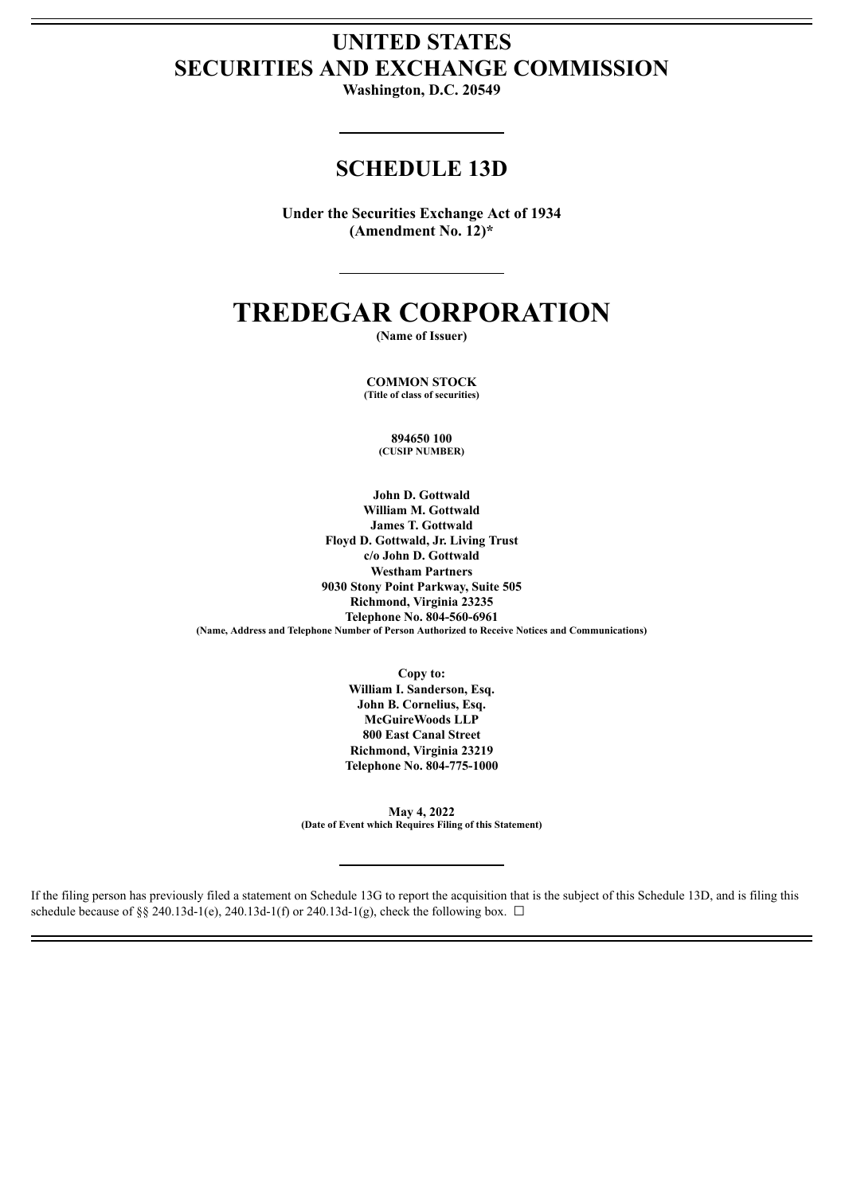# UNITED STATES
# SECURITIES AND EXCHANGE COMMISSION

**Washington, D.C. 20549**

## SCHEDULE 13D

**Under the Securities Exchange Act of 1934**
**(Amendment No. 12)***

# TREDEGAR CORPORATION

**(Name of Issuer)**

**COMMON STOCK**
**(Title of class of securities)**

**894650 100**
**(CUSIP NUMBER)**

**John D. Gottwald**
**William M. Gottwald**
**James T. Gottwald**
**Floyd D. Gottwald, Jr. Living Trust**
**c/o John D. Gottwald**
**Westham Partners**
**9030 Stony Point Parkway, Suite 505**
**Richmond, Virginia 23235**
**Telephone No. 804-560-6961**
**(Name, Address and Telephone Number of Person Authorized to Receive Notices and Communications)**

**Copy to:**
**William I. Sanderson, Esq.**
**John B. Cornelius, Esq.**
**McGuireWoods LLP**
**800 East Canal Street**
**Richmond, Virginia 23219**
**Telephone No. 804-775-1000**

**May 4, 2022**
**(Date of Event which Requires Filing of this Statement)**

If the filing person has previously filed a statement on Schedule 13G to report the acquisition that is the subject of this Schedule 13D, and is filing this schedule because of §§ 240.13d-1(e), 240.13d-1(f) or 240.13d-1(g), check the following box. ☐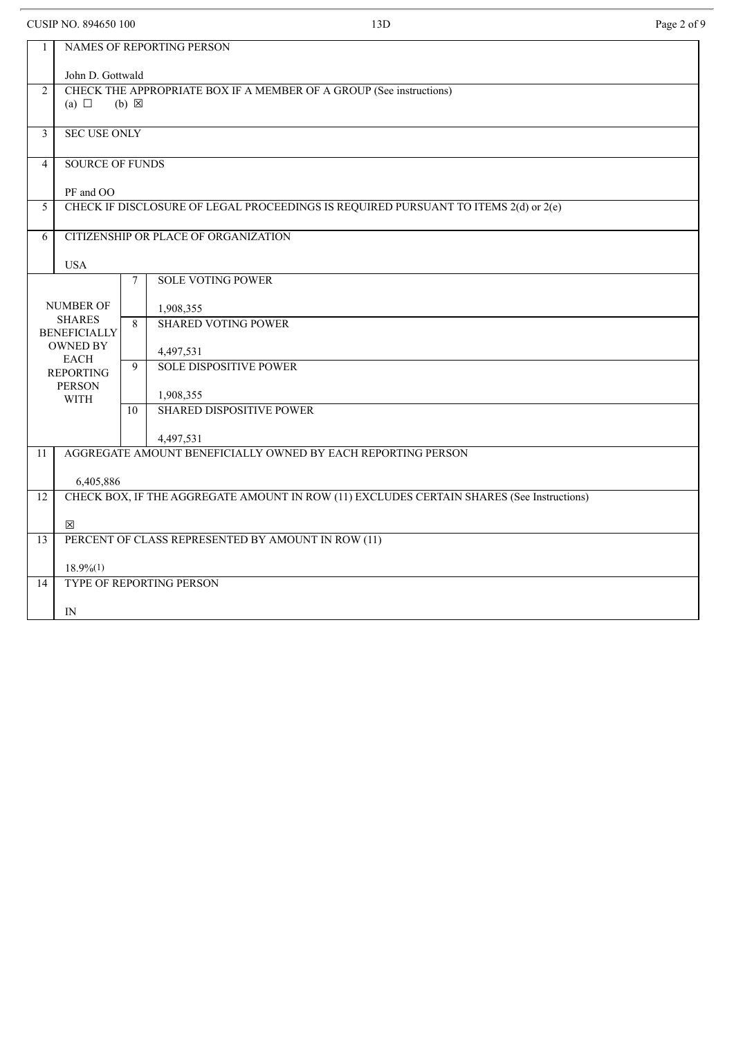CUSIP NO. 894650 100 13D

| | | | |
|---|---|---|---|
| 1 | NAMES OF REPORTING PERSON<br><br>John D. Gottwald | | |
| 2 | CHECK THE APPROPRIATE BOX IF A MEMBER OF A GROUP (See instructions)<br>(a) ☐ (b) ☒ | | |
| 3 | SEC USE ONLY | | |
| 4 | SOURCE OF FUNDS<br><br>PF and OO | | |
| 5 | CHECK IF DISCLOSURE OF LEGAL PROCEEDINGS IS REQUIRED PURSUANT TO ITEMS 2(d) or 2(e) | | |
| 6 | CITIZENSHIP OR PLACE OF ORGANIZATION<br><br>USA | | |
| NUMBER OF SHARES BENEFICIALLY OWNED BY EACH REPORTING PERSON WITH | | 7 | SOLE VOTING POWER<br><br>1,908,355 |
| | | 8 | SHARED VOTING POWER<br><br>4,497,531 |
| | | 9 | SOLE DISPOSITIVE POWER<br><br>1,908,355 |
| | | 10 | SHARED DISPOSITIVE POWER<br><br>4,497,531 |
| 11 | AGGREGATE AMOUNT BENEFICIALLY OWNED BY EACH REPORTING PERSON<br><br>6,405,886 | | |
| 12 | CHECK BOX, IF THE AGGREGATE AMOUNT IN ROW (11) EXCLUDES CERTAIN SHARES (See Instructions)<br><br>☒ | | |
| 13 | PERCENT OF CLASS REPRESENTED BY AMOUNT IN ROW (11)<br><br>18.9%(1) | | |
| 14 | TYPE OF REPORTING PERSON<br><br>IN | | |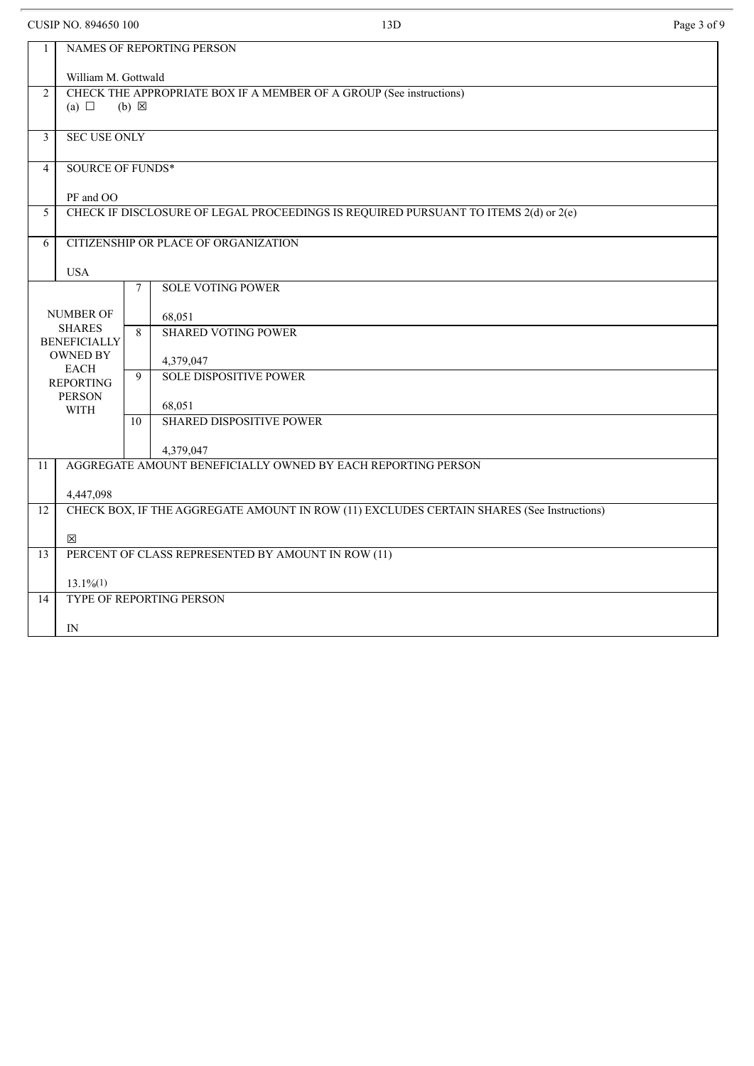CUSIP NO. 894650 100 | 13D

| | | | |
|---|---|---|---|
| 1 | NAMES OF REPORTING PERSON<br><br>William M. Gottwald | | |
| 2 | CHECK THE APPROPRIATE BOX IF A MEMBER OF A GROUP (See instructions)<br>(a) ☐ (b) ☒ | | |
| 3 | SEC USE ONLY | | |
| 4 | SOURCE OF FUNDS*<br><br>PF and OO | | |
| 5 | CHECK IF DISCLOSURE OF LEGAL PROCEEDINGS IS REQUIRED PURSUANT TO ITEMS 2(d) or 2(e) | | |
| 6 | CITIZENSHIP OR PLACE OF ORGANIZATION<br><br>USA | | |
| NUMBER OF SHARES BENEFICIALLY OWNED BY EACH REPORTING PERSON WITH | | 7 | SOLE VOTING POWER<br><br>68,051 |
| | | 8 | SHARED VOTING POWER<br><br>4,379,047 |
| | | 9 | SOLE DISPOSITIVE POWER<br><br>68,051 |
| | | 10 | SHARED DISPOSITIVE POWER<br><br>4,379,047 |
| 11 | AGGREGATE AMOUNT BENEFICIALLY OWNED BY EACH REPORTING PERSON<br><br>4,447,098 | | |
| 12 | CHECK BOX, IF THE AGGREGATE AMOUNT IN ROW (11) EXCLUDES CERTAIN SHARES (See Instructions)<br><br>☒ | | |
| 13 | PERCENT OF CLASS REPRESENTED BY AMOUNT IN ROW (11)<br><br>13.1%(1) | | |
| 14 | TYPE OF REPORTING PERSON<br><br>IN | | |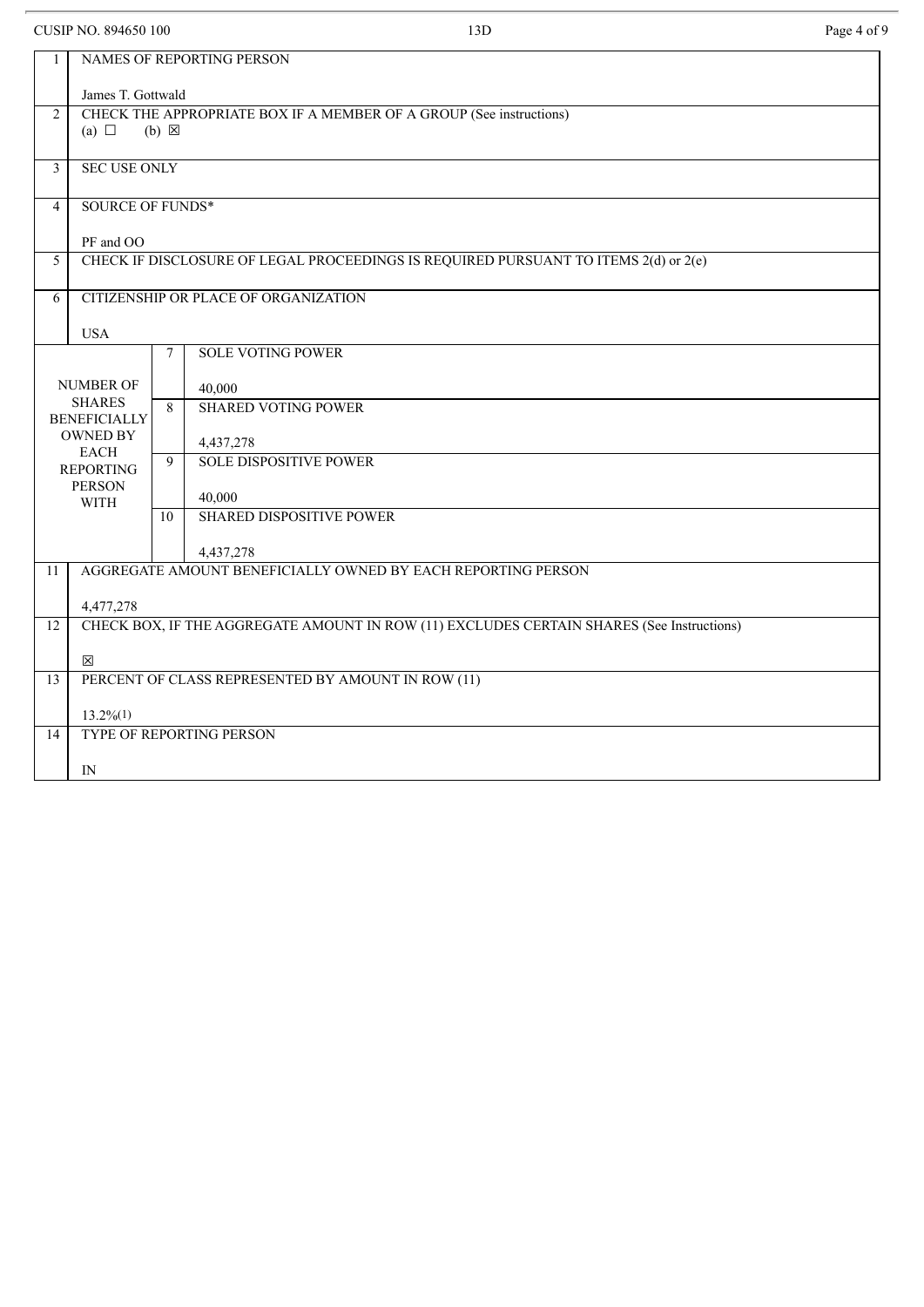CUSIP NO. 894650 100 13D

| | | | |
|---|---|---|---|
| 1 | NAMES OF REPORTING PERSON<br><br>James T. Gottwald | | |
| 2 | CHECK THE APPROPRIATE BOX IF A MEMBER OF A GROUP (See instructions)<br>(a) ☐ (b) ☒ | | |
| 3 | SEC USE ONLY | | |
| 4 | SOURCE OF FUNDS*<br><br>PF and OO | | |
| 5 | CHECK IF DISCLOSURE OF LEGAL PROCEEDINGS IS REQUIRED PURSUANT TO ITEMS 2(d) or 2(e) | | |
| 6 | CITIZENSHIP OR PLACE OF ORGANIZATION<br><br>USA | | |
| NUMBER OF SHARES BENEFICIALLY OWNED BY EACH REPORTING PERSON WITH | | 7 | SOLE VOTING POWER<br><br>40,000 |
| | | 8 | SHARED VOTING POWER<br><br>4,437,278 |
| | | 9 | SOLE DISPOSITIVE POWER<br><br>40,000 |
| | | 10 | SHARED DISPOSITIVE POWER<br><br>4,437,278 |
| 11 | AGGREGATE AMOUNT BENEFICIALLY OWNED BY EACH REPORTING PERSON<br><br>4,477,278 | | |
| 12 | CHECK BOX, IF THE AGGREGATE AMOUNT IN ROW (11) EXCLUDES CERTAIN SHARES (See Instructions)<br><br>☒ | | |
| 13 | PERCENT OF CLASS REPRESENTED BY AMOUNT IN ROW (11)<br><br>13.2%(1) | | |
| 14 | TYPE OF REPORTING PERSON<br><br>IN | | |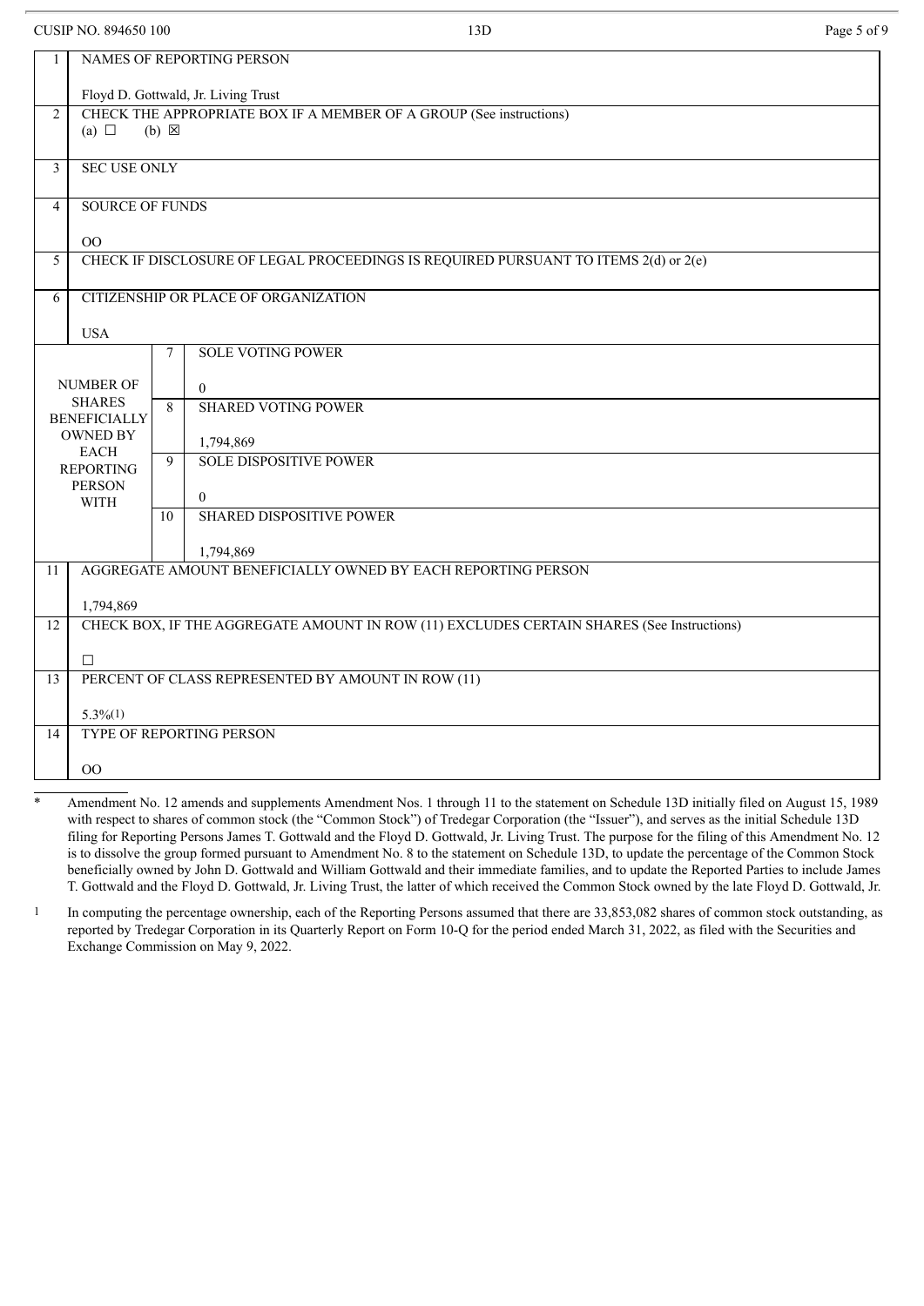CUSIP NO. 894650 100

| | | | |
|---|---|---|---|
| 1 | NAMES OF REPORTING PERSON<br><br>Floyd D. Gottwald, Jr. Living Trust | | |
| 2 | CHECK THE APPROPRIATE BOX IF A MEMBER OF A GROUP (See instructions)<br>(a) ☐ (b) ☒ | | |
| 3 | SEC USE ONLY | | |
| 4 | SOURCE OF FUNDS<br><br>OO | | |
| 5 | CHECK IF DISCLOSURE OF LEGAL PROCEEDINGS IS REQUIRED PURSUANT TO ITEMS 2(d) or 2(e) | | |
| 6 | CITIZENSHIP OR PLACE OF ORGANIZATION<br><br>USA | | |
| NUMBER OF SHARES BENEFICIALLY OWNED BY EACH REPORTING PERSON WITH | 7 | SOLE VOTING POWER<br><br>0 | |
| | 8 | SHARED VOTING POWER<br><br>1,794,869 | |
| | 9 | SOLE DISPOSITIVE POWER<br><br>0 | |
| | 10 | SHARED DISPOSITIVE POWER<br><br>1,794,869 | |
| 11 | AGGREGATE AMOUNT BENEFICIALLY OWNED BY EACH REPORTING PERSON<br><br>1,794,869 | | |
| 12 | CHECK BOX, IF THE AGGREGATE AMOUNT IN ROW (11) EXCLUDES CERTAIN SHARES (See Instructions)<br><br>☐ | | |
| 13 | PERCENT OF CLASS REPRESENTED BY AMOUNT IN ROW (11)<br><br>5.3%(1) | | |
| 14 | TYPE OF REPORTING PERSON<br><br>OO | | |

\* Amendment No. 12 amends and supplements Amendment Nos. 1 through 11 to the statement on Schedule 13D initially filed on August 15, 1989 with respect to shares of common stock (the "Common Stock") of Tredegar Corporation (the "Issuer"), and serves as the initial Schedule 13D filing for Reporting Persons James T. Gottwald and the Floyd D. Gottwald, Jr. Living Trust. The purpose for the filing of this Amendment No. 12 is to dissolve the group formed pursuant to Amendment No. 8 to the statement on Schedule 13D, to update the percentage of the Common Stock beneficially owned by John D. Gottwald and William Gottwald and their immediate families, and to update the Reported Parties to include James T. Gottwald and the Floyd D. Gottwald, Jr. Living Trust, the latter of which received the Common Stock owned by the late Floyd D. Gottwald, Jr.

1 In computing the percentage ownership, each of the Reporting Persons assumed that there are 33,853,082 shares of common stock outstanding, as reported by Tredegar Corporation in its Quarterly Report on Form 10-Q for the period ended March 31, 2022, as filed with the Securities and Exchange Commission on May 9, 2022.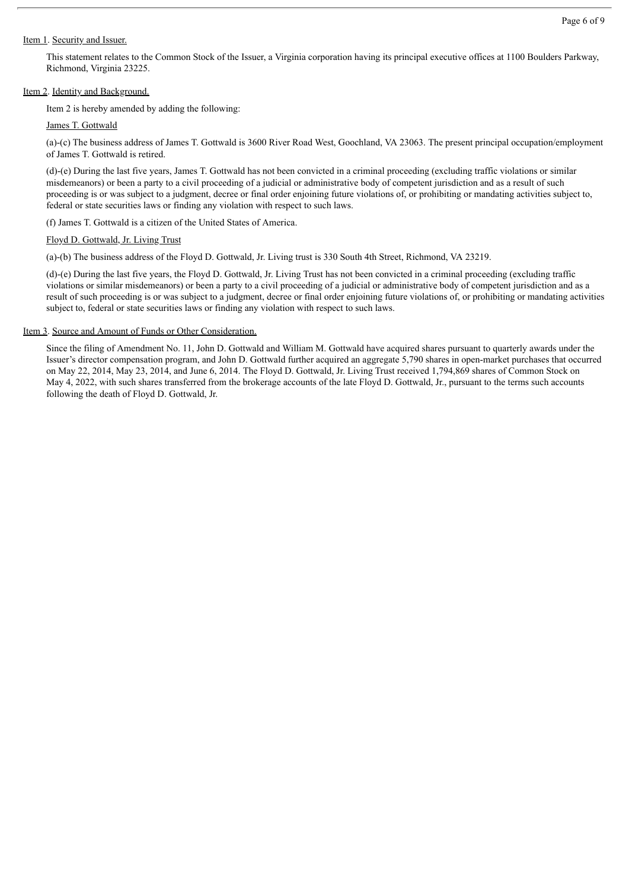Item 1. Security and Issuer.

This statement relates to the Common Stock of the Issuer, a Virginia corporation having its principal executive offices at 1100 Boulders Parkway, Richmond, Virginia 23225.

Item 2. Identity and Background.

Item 2 is hereby amended by adding the following:

James T. Gottwald

(a)-(c) The business address of James T. Gottwald is 3600 River Road West, Goochland, VA 23063. The present principal occupation/employment of James T. Gottwald is retired.

(d)-(e) During the last five years, James T. Gottwald has not been convicted in a criminal proceeding (excluding traffic violations or similar misdemeanors) or been a party to a civil proceeding of a judicial or administrative body of competent jurisdiction and as a result of such proceeding is or was subject to a judgment, decree or final order enjoining future violations of, or prohibiting or mandating activities subject to, federal or state securities laws or finding any violation with respect to such laws.

(f) James T. Gottwald is a citizen of the United States of America.

Floyd D. Gottwald, Jr. Living Trust

(a)-(b) The business address of the Floyd D. Gottwald, Jr. Living trust is 330 South 4th Street, Richmond, VA 23219.

(d)-(e) During the last five years, the Floyd D. Gottwald, Jr. Living Trust has not been convicted in a criminal proceeding (excluding traffic violations or similar misdemeanors) or been a party to a civil proceeding of a judicial or administrative body of competent jurisdiction and as a result of such proceeding is or was subject to a judgment, decree or final order enjoining future violations of, or prohibiting or mandating activities subject to, federal or state securities laws or finding any violation with respect to such laws.

Item 3. Source and Amount of Funds or Other Consideration.

Since the filing of Amendment No. 11, John D. Gottwald and William M. Gottwald have acquired shares pursuant to quarterly awards under the Issuer's director compensation program, and John D. Gottwald further acquired an aggregate 5,790 shares in open-market purchases that occurred on May 22, 2014, May 23, 2014, and June 6, 2014. The Floyd D. Gottwald, Jr. Living Trust received 1,794,869 shares of Common Stock on May 4, 2022, with such shares transferred from the brokerage accounts of the late Floyd D. Gottwald, Jr., pursuant to the terms such accounts following the death of Floyd D. Gottwald, Jr.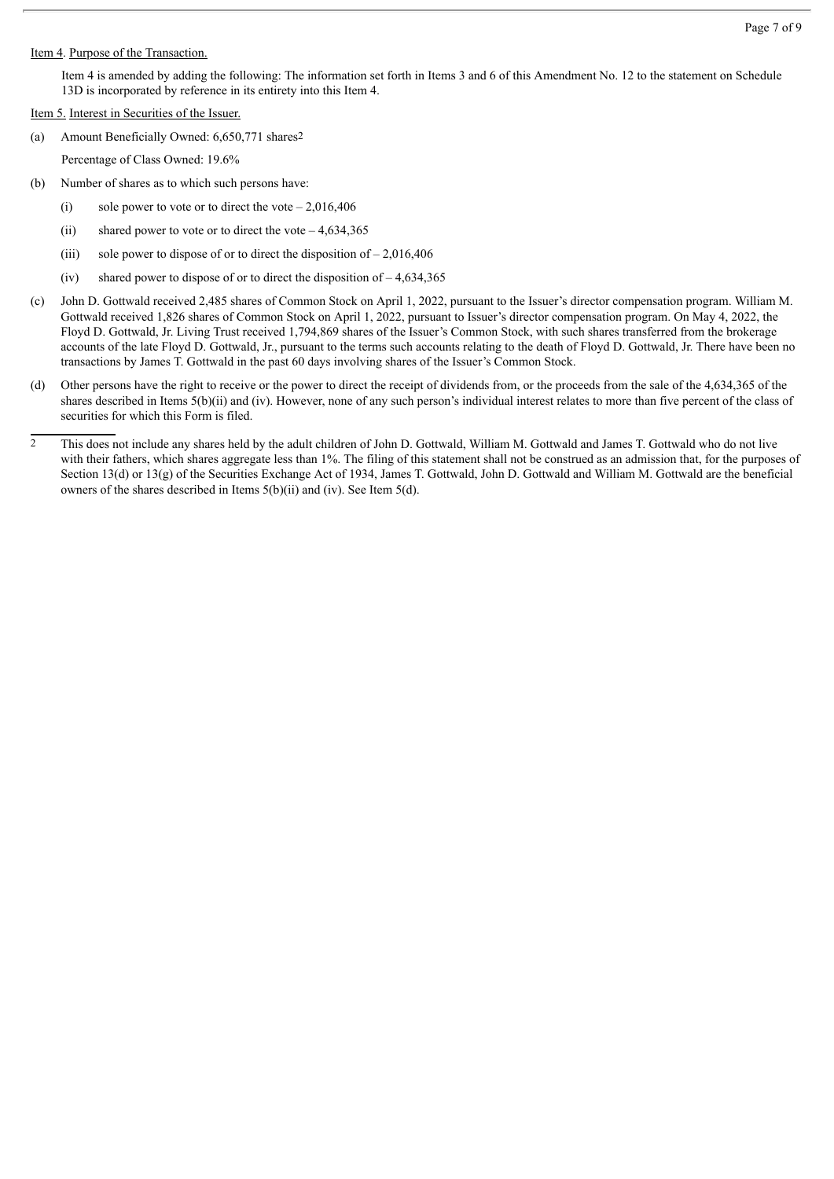Item 4. Purpose of the Transaction.

Item 4 is amended by adding the following: The information set forth in Items 3 and 6 of this Amendment No. 12 to the statement on Schedule 13D is incorporated by reference in its entirety into this Item 4.

Item 5. Interest in Securities of the Issuer.

(a) Amount Beneficially Owned: 6,650,771 shares[2]

Percentage of Class Owned: 19.6%

(b) Number of shares as to which such persons have:

(i) sole power to vote or to direct the vote – 2,016,406

(ii) shared power to vote or to direct the vote – 4,634,365

(iii) sole power to dispose of or to direct the disposition of – 2,016,406

(iv) shared power to dispose of or to direct the disposition of – 4,634,365

(c) John D. Gottwald received 2,485 shares of Common Stock on April 1, 2022, pursuant to the Issuer's director compensation program. William M. Gottwald received 1,826 shares of Common Stock on April 1, 2022, pursuant to Issuer's director compensation program. On May 4, 2022, the Floyd D. Gottwald, Jr. Living Trust received 1,794,869 shares of the Issuer's Common Stock, with such shares transferred from the brokerage accounts of the late Floyd D. Gottwald, Jr., pursuant to the terms such accounts relating to the death of Floyd D. Gottwald, Jr. There have been no transactions by James T. Gottwald in the past 60 days involving shares of the Issuer's Common Stock.

(d) Other persons have the right to receive or the power to direct the receipt of dividends from, or the proceeds from the sale of the 4,634,365 of the shares described in Items 5(b)(ii) and (iv). However, none of any such person's individual interest relates to more than five percent of the class of securities for which this Form is filed.

---

[2] This does not include any shares held by the adult children of John D. Gottwald, William M. Gottwald and James T. Gottwald who do not live with their fathers, which shares aggregate less than 1%. The filing of this statement shall not be construed as an admission that, for the purposes of Section 13(d) or 13(g) of the Securities Exchange Act of 1934, James T. Gottwald, John D. Gottwald and William M. Gottwald are the beneficial owners of the shares described in Items 5(b)(ii) and (iv). See Item 5(d).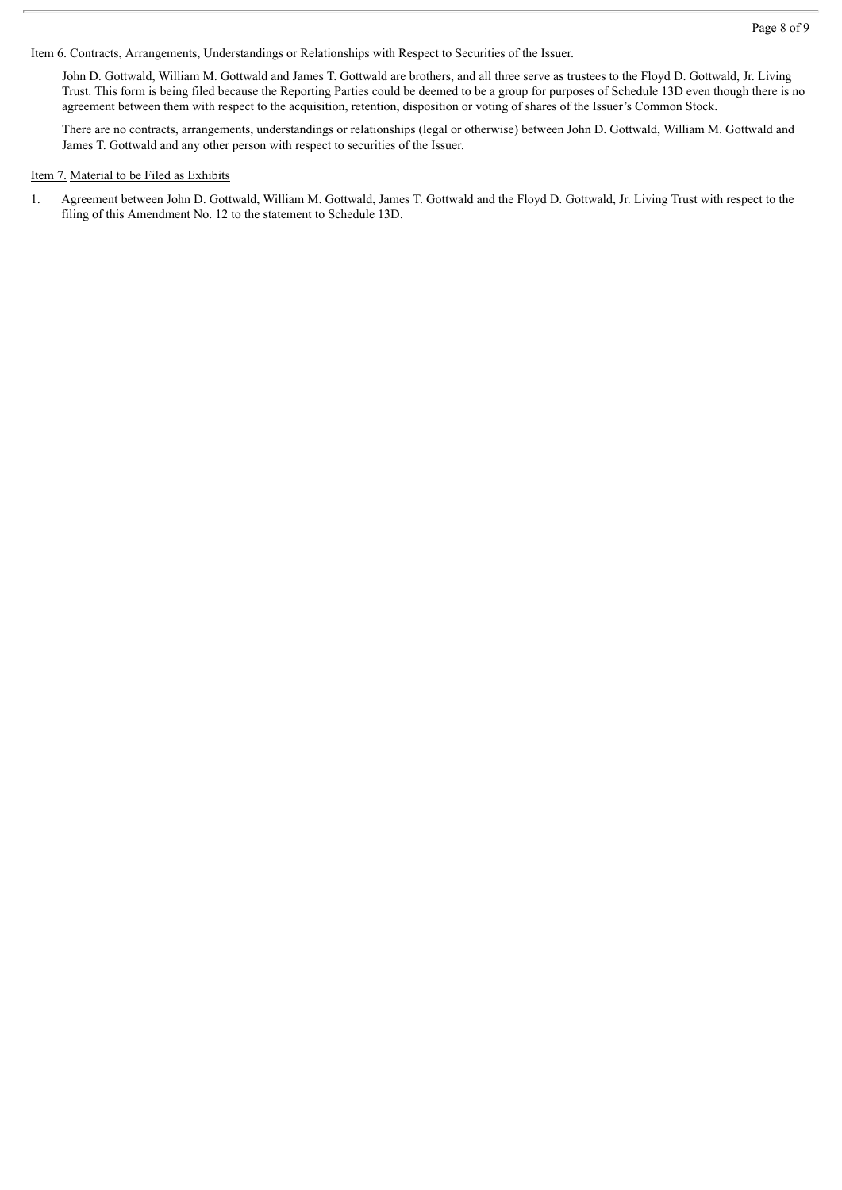Item 6. Contracts, Arrangements, Understandings or Relationships with Respect to Securities of the Issuer.

John D. Gottwald, William M. Gottwald and James T. Gottwald are brothers, and all three serve as trustees to the Floyd D. Gottwald, Jr. Living Trust. This form is being filed because the Reporting Parties could be deemed to be a group for purposes of Schedule 13D even though there is no agreement between them with respect to the acquisition, retention, disposition or voting of shares of the Issuer's Common Stock.

There are no contracts, arrangements, understandings or relationships (legal or otherwise) between John D. Gottwald, William M. Gottwald and James T. Gottwald and any other person with respect to securities of the Issuer.

Item 7. Material to be Filed as Exhibits

1. Agreement between John D. Gottwald, William M. Gottwald, James T. Gottwald and the Floyd D. Gottwald, Jr. Living Trust with respect to the filing of this Amendment No. 12 to the statement to Schedule 13D.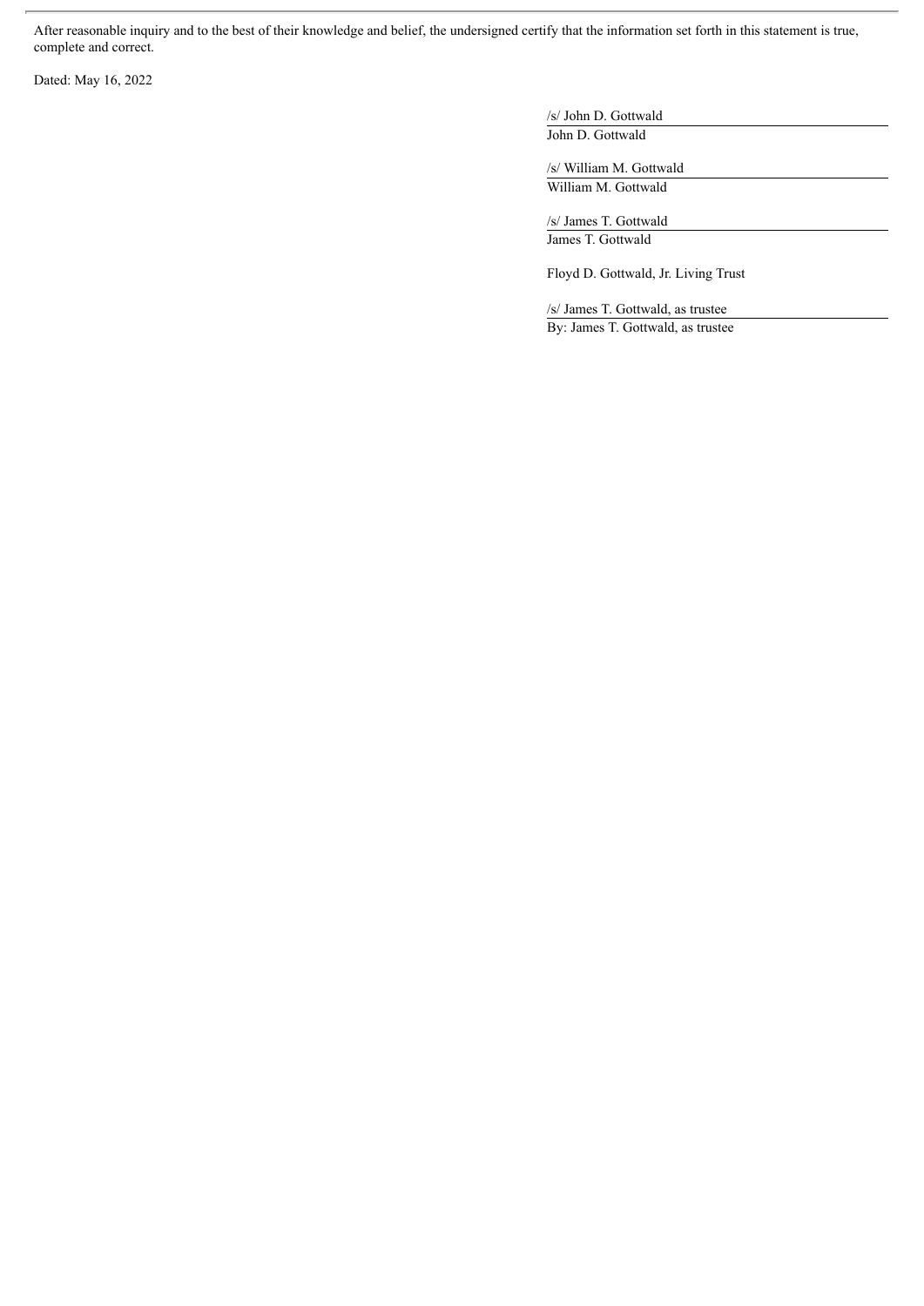After reasonable inquiry and to the best of their knowledge and belief, the undersigned certify that the information set forth in this statement is true, complete and correct.

Dated: May 16, 2022

/s/ John D. Gottwald
John D. Gottwald

/s/ William M. Gottwald
William M. Gottwald

/s/ James T. Gottwald
James T. Gottwald

Floyd D. Gottwald, Jr. Living Trust

/s/ James T. Gottwald, as trustee
By: James T. Gottwald, as trustee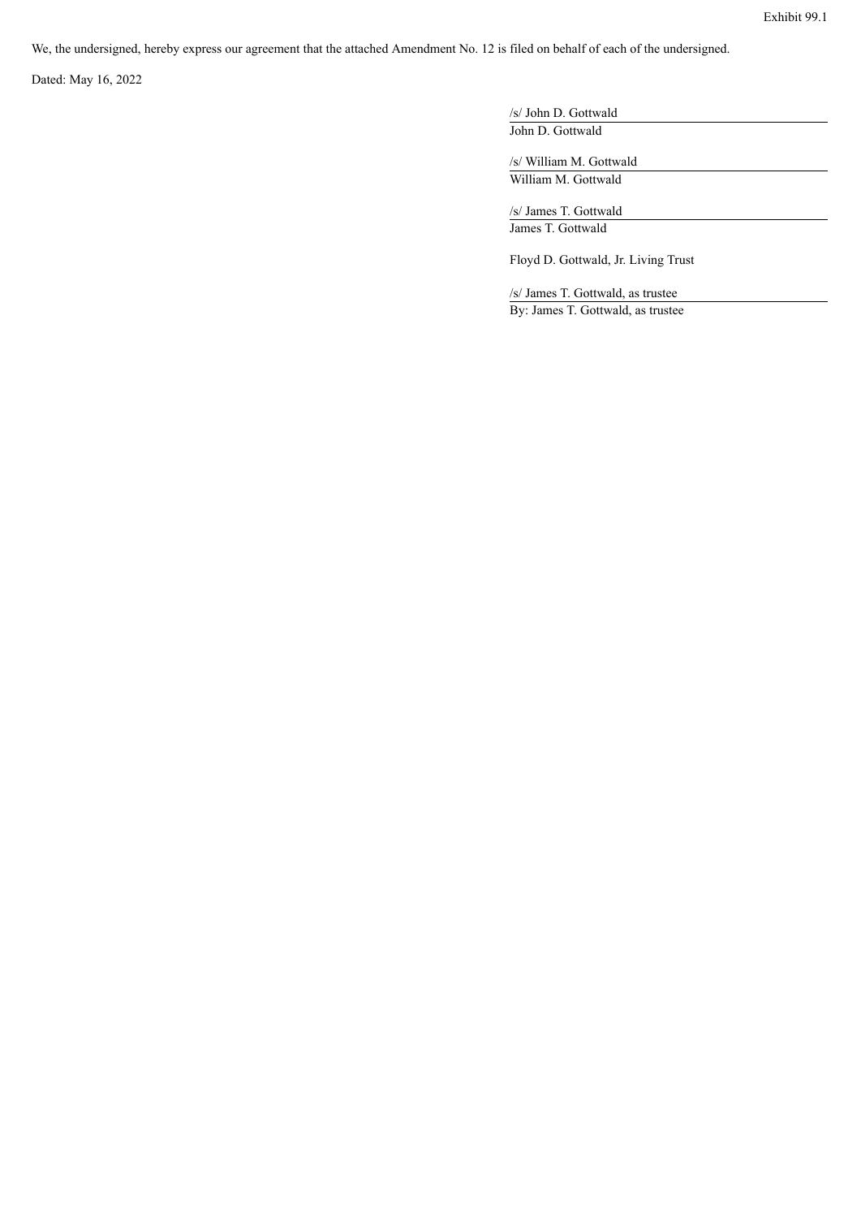Exhibit 99.1

We, the undersigned, hereby express our agreement that the attached Amendment No. 12 is filed on behalf of each of the undersigned.

Dated: May 16, 2022

/s/ John D. Gottwald
John D. Gottwald

/s/ William M. Gottwald
William M. Gottwald

/s/ James T. Gottwald
James T. Gottwald

Floyd D. Gottwald, Jr. Living Trust

/s/ James T. Gottwald, as trustee
By: James T. Gottwald, as trustee